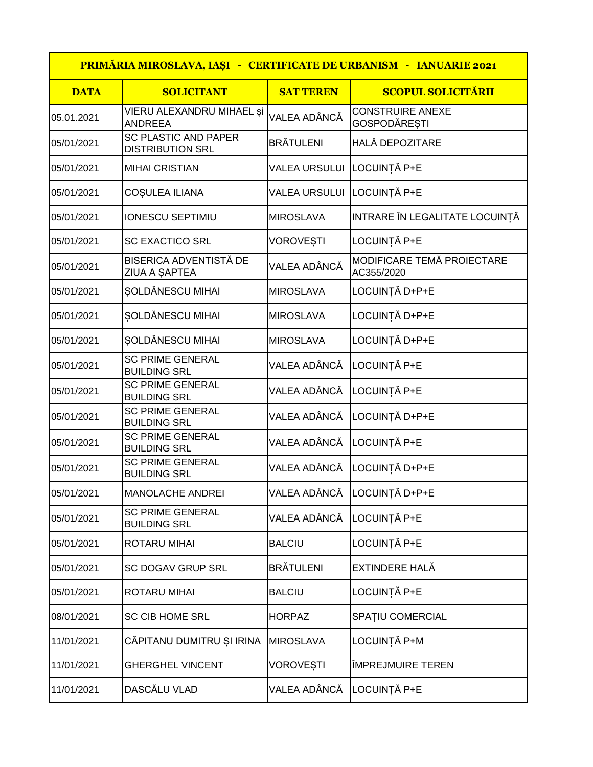| PRIMĂRIA MIROSLAVA, IAȘI - CERTIFICATE DE URBANISM - IANUARIE 2021 | | | |
|---|---|---|---|
| **DATA** | **SOLICITANT** | **SAT TEREN** | **SCOPUL SOLICITĂRII** |
| 05.01.2021 | VIERU ALEXANDRU MIHAEL și ANDREEA | VALEA ADÂNCĂ | CONSTRUIRE ANEXE GOSPODĂREȘTI |
| 05/01/2021 | SC PLASTIC AND PAPER DISTRIBUTION SRL | BRĂTULENI | HALĂ DEPOZITARE |
| 05/01/2021 | MIHAI CRISTIAN | VALEA URSULUI | LOCUINȚĂ P+E |
| 05/01/2021 | COȘULEA ILIANA | VALEA URSULUI | LOCUINȚĂ P+E |
| 05/01/2021 | IONESCU SEPTIMIU | MIROSLAVA | INTRARE ÎN LEGALITATE LOCUINȚĂ |
| 05/01/2021 | SC EXACTICO SRL | VOROVEȘTI | LOCUINȚĂ P+E |
| 05/01/2021 | BISERICA ADVENTISTĂ DE ZIUA A ȘAPTEA | VALEA ADÂNCĂ | MODIFICARE TEMĂ PROIECTARE AC355/2020 |
| 05/01/2021 | ȘOLDĂNESCU MIHAI | MIROSLAVA | LOCUINȚĂ D+P+E |
| 05/01/2021 | ȘOLDĂNESCU MIHAI | MIROSLAVA | LOCUINȚĂ D+P+E |
| 05/01/2021 | ȘOLDĂNESCU MIHAI | MIROSLAVA | LOCUINȚĂ D+P+E |
| 05/01/2021 | SC PRIME GENERAL BUILDING SRL | VALEA ADÂNCĂ | LOCUINȚĂ P+E |
| 05/01/2021 | SC PRIME GENERAL BUILDING SRL | VALEA ADÂNCĂ | LOCUINȚĂ P+E |
| 05/01/2021 | SC PRIME GENERAL BUILDING SRL | VALEA ADÂNCĂ | LOCUINȚĂ D+P+E |
| 05/01/2021 | SC PRIME GENERAL BUILDING SRL | VALEA ADÂNCĂ | LOCUINȚĂ P+E |
| 05/01/2021 | SC PRIME GENERAL BUILDING SRL | VALEA ADÂNCĂ | LOCUINȚĂ D+P+E |
| 05/01/2021 | MANOLACHE ANDREI | VALEA ADÂNCĂ | LOCUINȚĂ D+P+E |
| 05/01/2021 | SC PRIME GENERAL BUILDING SRL | VALEA ADÂNCĂ | LOCUINȚĂ P+E |
| 05/01/2021 | ROTARU MIHAI | BALCIU | LOCUINȚĂ P+E |
| 05/01/2021 | SC DOGAV GRUP SRL | BRĂTULENI | EXTINDERE HALĂ |
| 05/01/2021 | ROTARU MIHAI | BALCIU | LOCUINȚĂ P+E |
| 08/01/2021 | SC CIB HOME SRL | HORPAZ | SPAȚIU COMERCIAL |
| 11/01/2021 | CĂPITANU DUMITRU ȘI IRINA | MIROSLAVA | LOCUINȚĂ P+M |
| 11/01/2021 | GHERGHEL VINCENT | VOROVEȘTI | ÎMPREJMUIRE TEREN |
| 11/01/2021 | DASCĂLU VLAD | VALEA ADÂNCĂ | LOCUINȚĂ P+E |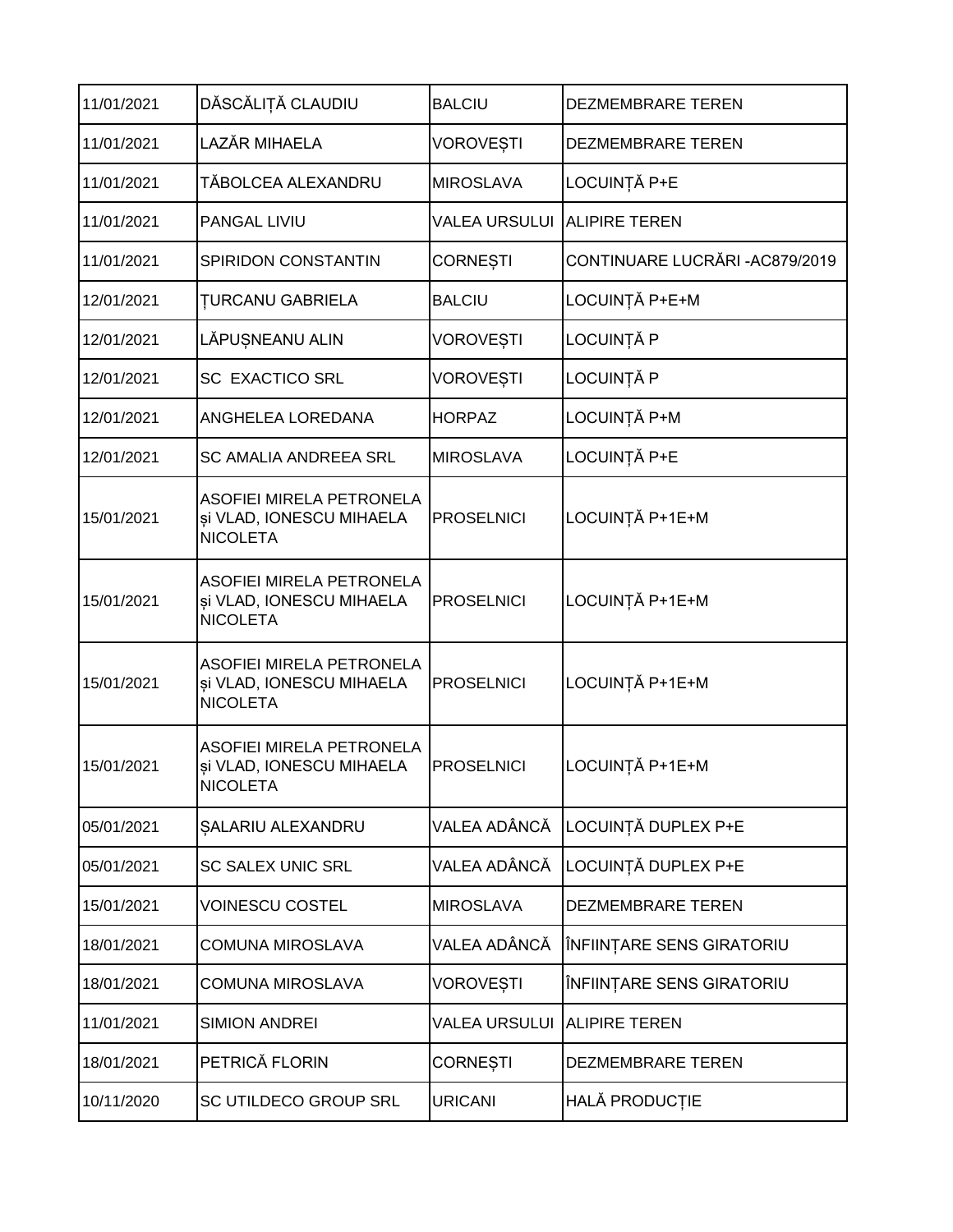| | | | |
|---|---|---|---|
| 11/01/2021 | DĂSCĂLIȚĂ CLAUDIU | BALCIU | DEZMEMBRARE TEREN |
| 11/01/2021 | LAZĂR MIHAELA | VOROVEȘTI | DEZMEMBRARE TEREN |
| 11/01/2021 | TĂBOLCEA ALEXANDRU | MIROSLAVA | LOCUINȚĂ P+E |
| 11/01/2021 | PANGAL LIVIU | VALEA URSULUI | ALIPIRE TEREN |
| 11/01/2021 | SPIRIDON CONSTANTIN | CORNEȘTI | CONTINUARE LUCRĂRI -AC879/2019 |
| 12/01/2021 | ȚURCANU GABRIELA | BALCIU | LOCUINȚĂ P+E+M |
| 12/01/2021 | LĂPUȘNEANU ALIN | VOROVEȘTI | LOCUINȚĂ P |
| 12/01/2021 | SC EXACTICO SRL | VOROVEȘTI | LOCUINȚĂ P |
| 12/01/2021 | ANGHELEA LOREDANA | HORPAZ | LOCUINȚĂ P+M |
| 12/01/2021 | SC AMALIA ANDREEA SRL | MIROSLAVA | LOCUINȚĂ P+E |
| 15/01/2021 | ASOFIEI MIRELA PETRONELA și VLAD, IONESCU MIHAELA NICOLETA | PROSELNICI | LOCUINȚĂ P+1E+M |
| 15/01/2021 | ASOFIEI MIRELA PETRONELA și VLAD, IONESCU MIHAELA NICOLETA | PROSELNICI | LOCUINȚĂ P+1E+M |
| 15/01/2021 | ASOFIEI MIRELA PETRONELA și VLAD, IONESCU MIHAELA NICOLETA | PROSELNICI | LOCUINȚĂ P+1E+M |
| 15/01/2021 | ASOFIEI MIRELA PETRONELA și VLAD, IONESCU MIHAELA NICOLETA | PROSELNICI | LOCUINȚĂ P+1E+M |
| 05/01/2021 | ȘALARIU ALEXANDRU | VALEA ADÂNCĂ | LOCUINȚĂ DUPLEX P+E |
| 05/01/2021 | SC SALEX UNIC SRL | VALEA ADÂNCĂ | LOCUINȚĂ DUPLEX P+E |
| 15/01/2021 | VOINESCU COSTEL | MIROSLAVA | DEZMEMBRARE TEREN |
| 18/01/2021 | COMUNA MIROSLAVA | VALEA ADÂNCĂ | ÎNFIINȚARE SENS GIRATORIU |
| 18/01/2021 | COMUNA MIROSLAVA | VOROVEȘTI | ÎNFIINȚARE SENS GIRATORIU |
| 11/01/2021 | SIMION ANDREI | VALEA URSULUI | ALIPIRE TEREN |
| 18/01/2021 | PETRICĂ FLORIN | CORNEȘTI | DEZMEMBRARE TEREN |
| 10/11/2020 | SC UTILDECO GROUP SRL | URICANI | HALĂ PRODUCȚIE |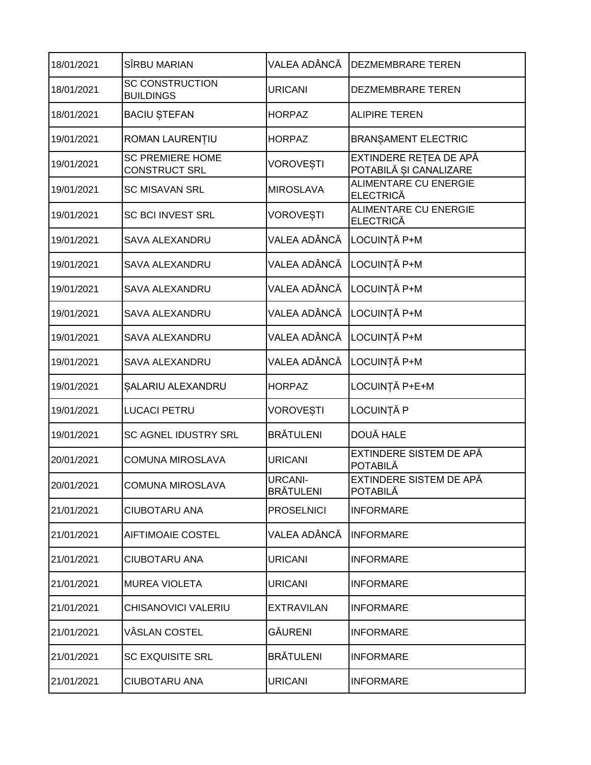| 18/01/2021 | SÎRBU MARIAN | VALEA ADÂNCĂ | DEZMEMBRARE TEREN |
|---|---|---|---|
| 18/01/2021 | SC CONSTRUCTION BUILDINGS | URICANI | DEZMEMBRARE TEREN |
| 18/01/2021 | BACIU ȘTEFAN | HORPAZ | ALIPIRE TEREN |
| 19/01/2021 | ROMAN LAURENȚIU | HORPAZ | BRANȘAMENT ELECTRIC |
| 19/01/2021 | SC PREMIERE HOME CONSTRUCT SRL | VOROVEȘTI | EXTINDERE REȚEA DE APĂ POTABILĂ ȘI CANALIZARE |
| 19/01/2021 | SC MISAVAN SRL | MIROSLAVA | ALIMENTARE CU ENERGIE ELECTRICĂ |
| 19/01/2021 | SC BCI INVEST SRL | VOROVEȘTI | ALIMENTARE CU ENERGIE ELECTRICĂ |
| 19/01/2021 | SAVA ALEXANDRU | VALEA ADÂNCĂ | LOCUINȚĂ P+M |
| 19/01/2021 | SAVA ALEXANDRU | VALEA ADÂNCĂ | LOCUINȚĂ P+M |
| 19/01/2021 | SAVA ALEXANDRU | VALEA ADÂNCĂ | LOCUINȚĂ P+M |
| 19/01/2021 | SAVA ALEXANDRU | VALEA ADÂNCĂ | LOCUINȚĂ P+M |
| 19/01/2021 | SAVA ALEXANDRU | VALEA ADÂNCĂ | LOCUINȚĂ P+M |
| 19/01/2021 | SAVA ALEXANDRU | VALEA ADÂNCĂ | LOCUINȚĂ P+M |
| 19/01/2021 | ȘALARIU ALEXANDRU | HORPAZ | LOCUINȚĂ P+E+M |
| 19/01/2021 | LUCACI PETRU | VOROVEȘTI | LOCUINȚĂ P |
| 19/01/2021 | SC AGNEL IDUSTRY SRL | BRĂTULENI | DOUĂ HALE |
| 20/01/2021 | COMUNA MIROSLAVA | URICANI | EXTINDERE SISTEM DE APĂ POTABILĂ |
| 20/01/2021 | COMUNA MIROSLAVA | URCANI-BRĂTULENI | EXTINDERE SISTEM DE APĂ POTABILĂ |
| 21/01/2021 | CIUBOTARU ANA | PROSELNICI | INFORMARE |
| 21/01/2021 | AIFTIMOAIE COSTEL | VALEA ADÂNCĂ | INFORMARE |
| 21/01/2021 | CIUBOTARU ANA | URICANI | INFORMARE |
| 21/01/2021 | MUREA VIOLETA | URICANI | INFORMARE |
| 21/01/2021 | CHISANOVICI VALERIU | EXTRAVILAN | INFORMARE |
| 21/01/2021 | VÂSLAN COSTEL | GĂURENI | INFORMARE |
| 21/01/2021 | SC EXQUISITE SRL | BRĂTULENI | INFORMARE |
| 21/01/2021 | CIUBOTARU ANA | URICANI | INFORMARE |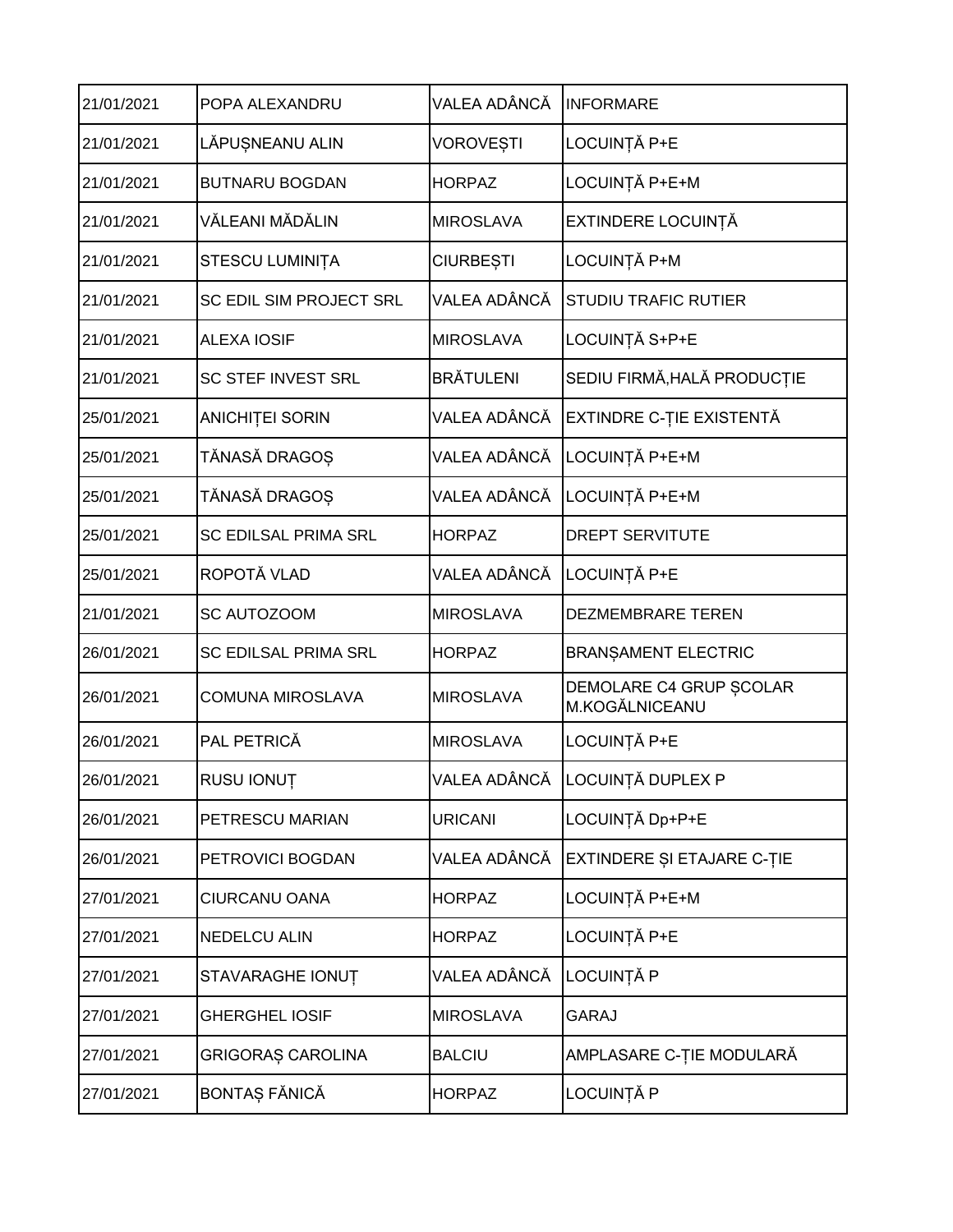| 21/01/2021 | POPA ALEXANDRU | VALEA ADÂNCĂ | INFORMARE |
|---|---|---|---|
| 21/01/2021 | LĂPUȘNEANU ALIN | VOROVEȘTI | LOCUINȚĂ P+E |
| 21/01/2021 | BUTNARU BOGDAN | HORPAZ | LOCUINȚĂ P+E+M |
| 21/01/2021 | VĂLEANI MĂDĂLIN | MIROSLAVA | EXTINDERE LOCUINȚĂ |
| 21/01/2021 | STESCU LUMINIȚA | CIURBEȘTI | LOCUINȚĂ P+M |
| 21/01/2021 | SC EDIL SIM PROJECT SRL | VALEA ADÂNCĂ | STUDIU TRAFIC RUTIER |
| 21/01/2021 | ALEXA IOSIF | MIROSLAVA | LOCUINȚĂ S+P+E |
| 21/01/2021 | SC STEF INVEST SRL | BRĂTULENI | SEDIU FIRMĂ,HALĂ PRODUCȚIE |
| 25/01/2021 | ANICHIȚEI SORIN | VALEA ADÂNCĂ | EXTINDRE C-ȚIE EXISTENTĂ |
| 25/01/2021 | TĂNASĂ DRAGOȘ | VALEA ADÂNCĂ | LOCUINȚĂ P+E+M |
| 25/01/2021 | TĂNASĂ DRAGOȘ | VALEA ADÂNCĂ | LOCUINȚĂ P+E+M |
| 25/01/2021 | SC EDILSAL PRIMA SRL | HORPAZ | DREPT SERVITUTE |
| 25/01/2021 | ROPOTĂ VLAD | VALEA ADÂNCĂ | LOCUINȚĂ P+E |
| 21/01/2021 | SC AUTOZOOM | MIROSLAVA | DEZMEMBRARE TEREN |
| 26/01/2021 | SC EDILSAL PRIMA SRL | HORPAZ | BRANȘAMENT ELECTRIC |
| 26/01/2021 | COMUNA MIROSLAVA | MIROSLAVA | DEMOLARE C4 GRUP ȘCOLAR M.KOGĂLNICEANU |
| 26/01/2021 | PAL PETRICĂ | MIROSLAVA | LOCUINȚĂ P+E |
| 26/01/2021 | RUSU IONUȚ | VALEA ADÂNCĂ | LOCUINȚĂ DUPLEX P |
| 26/01/2021 | PETRESCU MARIAN | URICANI | LOCUINȚĂ Dp+P+E |
| 26/01/2021 | PETROVICI BOGDAN | VALEA ADÂNCĂ | EXTINDERE ȘI ETAJARE C-ȚIE |
| 27/01/2021 | CIURCANU OANA | HORPAZ | LOCUINȚĂ P+E+M |
| 27/01/2021 | NEDELCU ALIN | HORPAZ | LOCUINȚĂ P+E |
| 27/01/2021 | STAVARAGHE IONUȚ | VALEA ADÂNCĂ | LOCUINȚĂ P |
| 27/01/2021 | GHERGHEL IOSIF | MIROSLAVA | GARAJ |
| 27/01/2021 | GRIGORAȘ CAROLINA | BALCIU | AMPLASARE C-ȚIE MODULARĂ |
| 27/01/2021 | BONTAȘ FĂNICĂ | HORPAZ | LOCUINȚĂ P |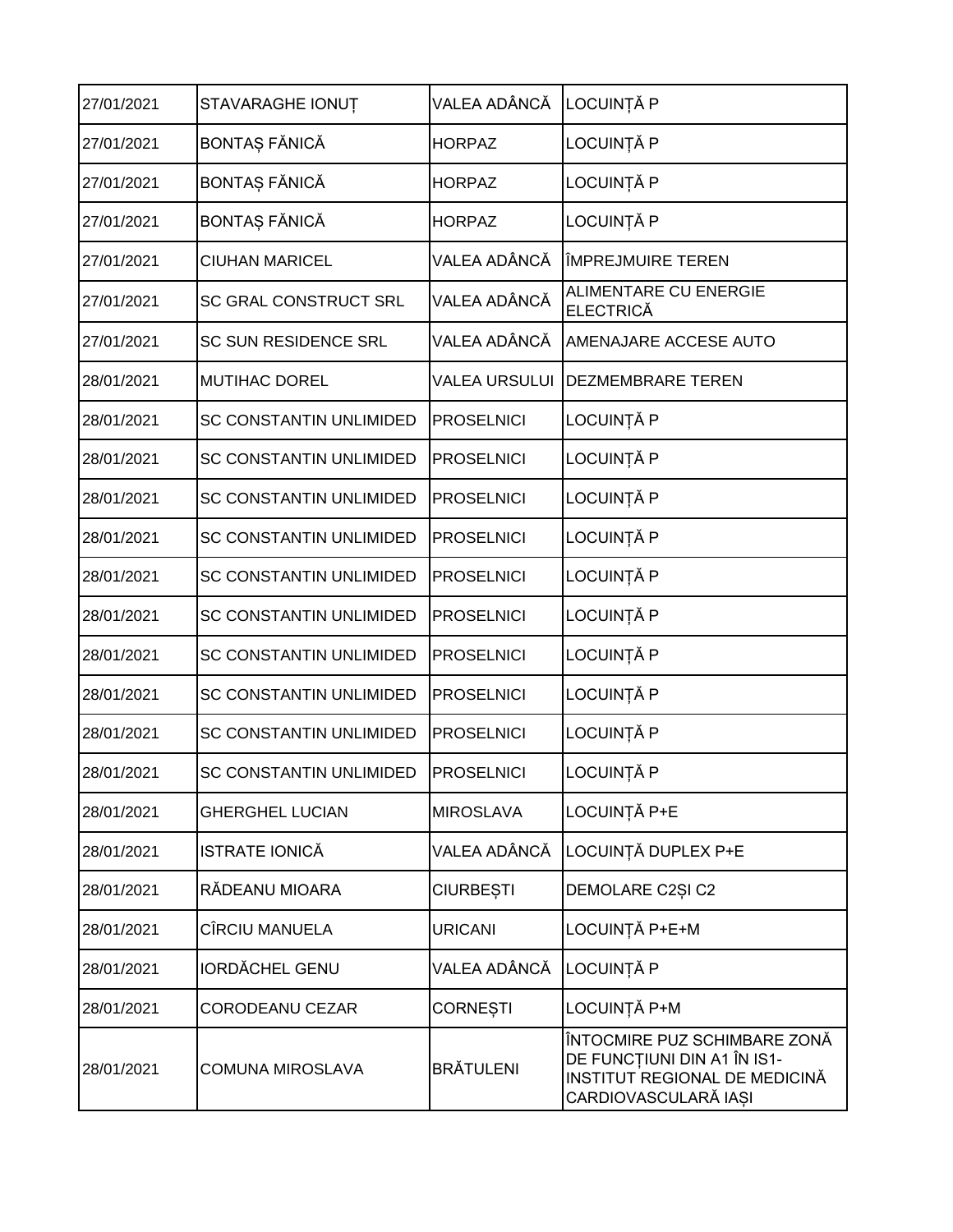| 27/01/2021 | STAVARAGHE IONUȚ | VALEA ADÂNCĂ | LOCUINȚĂ P |
|---|---|---|---|
| 27/01/2021 | BONTAȘ FĂNICĂ | HORPAZ | LOCUINȚĂ P |
| 27/01/2021 | BONTAȘ FĂNICĂ | HORPAZ | LOCUINȚĂ P |
| 27/01/2021 | BONTAȘ FĂNICĂ | HORPAZ | LOCUINȚĂ P |
| 27/01/2021 | CIUHAN MARICEL | VALEA ADÂNCĂ | ÎMPREJMUIRE TEREN |
| 27/01/2021 | SC GRAL CONSTRUCT SRL | VALEA ADÂNCĂ | ALIMENTARE CU ENERGIE ELECTRICĂ |
| 27/01/2021 | SC SUN RESIDENCE SRL | VALEA ADÂNCĂ | AMENAJARE ACCESE AUTO |
| 28/01/2021 | MUTIHAC DOREL | VALEA URSULUI | DEZMEMBRARE TEREN |
| 28/01/2021 | SC CONSTANTIN UNLIMIDED | PROSELNICI | LOCUINȚĂ P |
| 28/01/2021 | SC CONSTANTIN UNLIMIDED | PROSELNICI | LOCUINȚĂ P |
| 28/01/2021 | SC CONSTANTIN UNLIMIDED | PROSELNICI | LOCUINȚĂ P |
| 28/01/2021 | SC CONSTANTIN UNLIMIDED | PROSELNICI | LOCUINȚĂ P |
| 28/01/2021 | SC CONSTANTIN UNLIMIDED | PROSELNICI | LOCUINȚĂ P |
| 28/01/2021 | SC CONSTANTIN UNLIMIDED | PROSELNICI | LOCUINȚĂ P |
| 28/01/2021 | SC CONSTANTIN UNLIMIDED | PROSELNICI | LOCUINȚĂ P |
| 28/01/2021 | SC CONSTANTIN UNLIMIDED | PROSELNICI | LOCUINȚĂ P |
| 28/01/2021 | SC CONSTANTIN UNLIMIDED | PROSELNICI | LOCUINȚĂ P |
| 28/01/2021 | SC CONSTANTIN UNLIMIDED | PROSELNICI | LOCUINȚĂ P |
| 28/01/2021 | GHERGHEL LUCIAN | MIROSLAVA | LOCUINȚĂ P+E |
| 28/01/2021 | ISTRATE IONICĂ | VALEA ADÂNCĂ | LOCUINȚĂ DUPLEX P+E |
| 28/01/2021 | RĂDEANU MIOARA | CIURBEȘTI | DEMOLARE C2ȘI C2 |
| 28/01/2021 | CÎRCIU MANUELA | URICANI | LOCUINȚĂ P+E+M |
| 28/01/2021 | IORDĂCHEL GENU | VALEA ADÂNCĂ | LOCUINȚĂ P |
| 28/01/2021 | CORODEANU CEZAR | CORNEȘTI | LOCUINȚĂ P+M |
| 28/01/2021 | COMUNA MIROSLAVA | BRĂTULENI | ÎNTOCMIRE PUZ SCHIMBARE ZONĂ DE FUNCȚIUNI DIN A1 ÎN IS1-INSTITUT REGIONAL DE MEDICINĂ CARDIOVASCULARĂ IAȘI |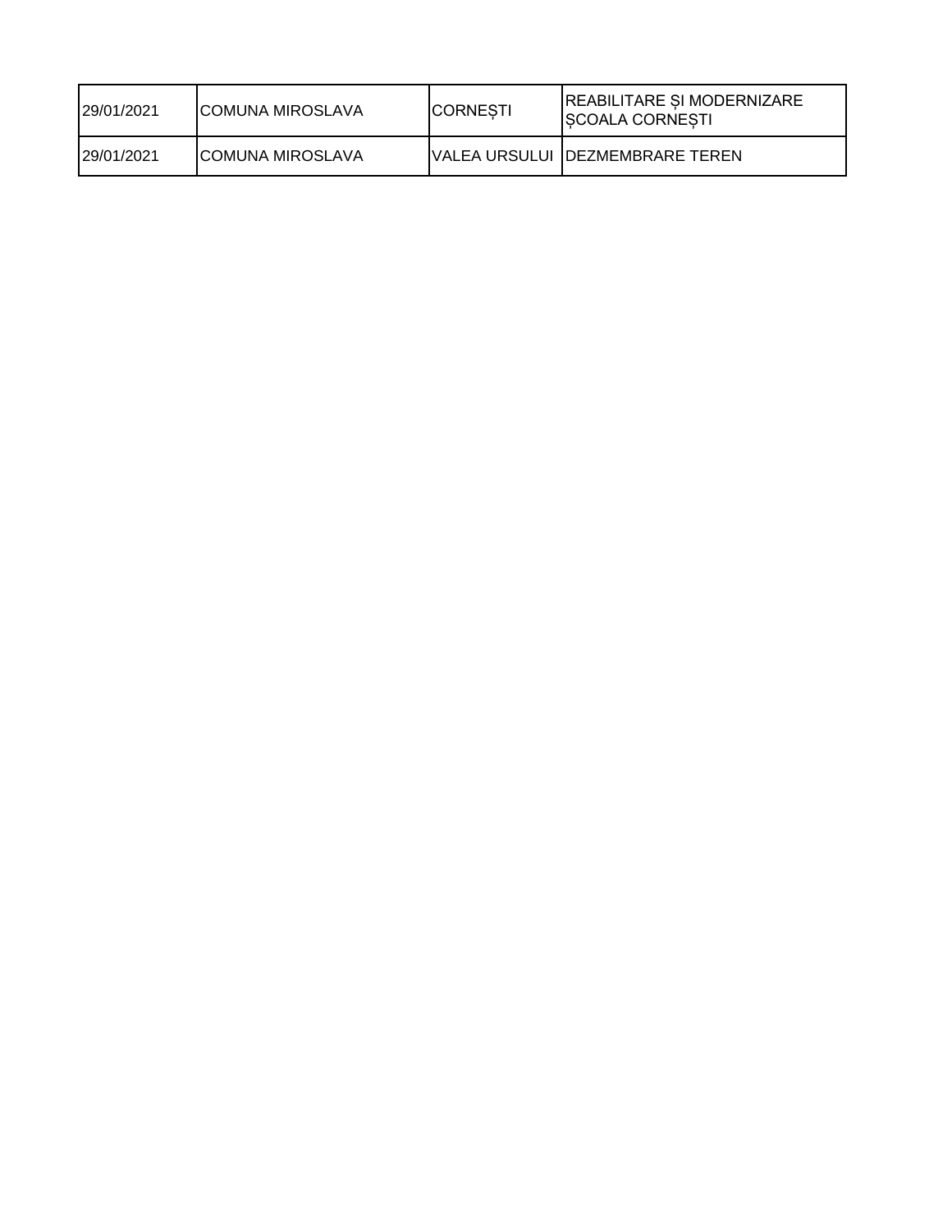| | | | |
|---|---|---|---|
| 29/01/2021 | COMUNA MIROSLAVA | CORNEȘTI | REABILITARE ȘI MODERNIZARE ȘCOALA CORNEȘTI |
| 29/01/2021 | COMUNA MIROSLAVA | VALEA URSULUI | DEZMEMBRARE TEREN |